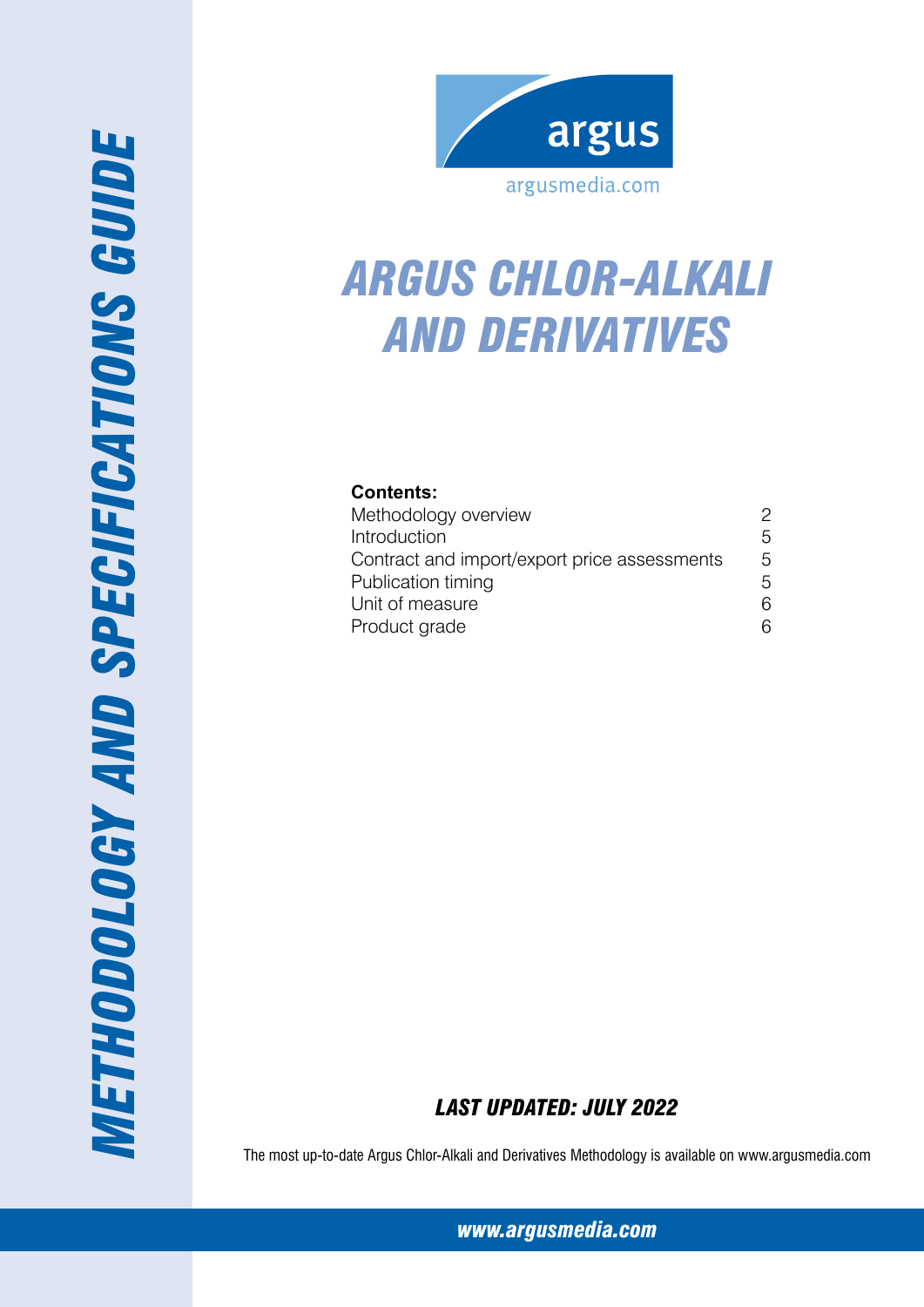argus

argusmedia.com

# ARGUS CHLOR-ALKALI AND DERIVATIVES

## METHODOLOGY AND SPECIFICATIONS GUIDE

**Contents:**

| | |
|---|---|
| Methodology overview | 2 |
| Introduction | 5 |
| Contract and import/export price assessments | 5 |
| Publication timing | 5 |
| Unit of measure | 6 |
| Product grade | 6 |

***LAST UPDATED: JULY 2022***

The most up-to-date Argus Chlor-Alkali and Derivatives Methodology is available on www.argusmedia.com

***www.argusmedia.com***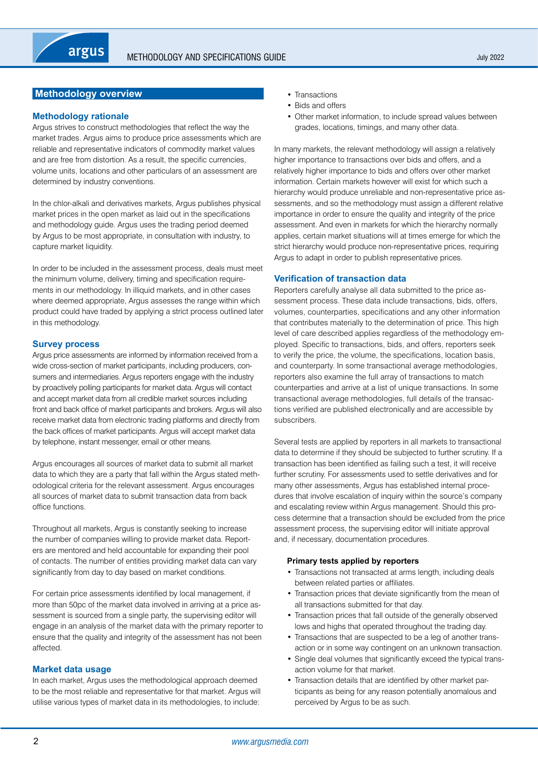## Methodology overview

### Methodology rationale

Argus strives to construct methodologies that reflect the way the market trades. Argus aims to produce price assessments which are reliable and representative indicators of commodity market values and are free from distortion. As a result, the specific currencies, volume units, locations and other particulars of an assessment are determined by industry conventions.

In the chlor-alkali and derivatives markets, Argus publishes physical market prices in the open market as laid out in the specifications and methodology guide. Argus uses the trading period deemed by Argus to be most appropriate, in consultation with industry, to capture market liquidity.

In order to be included in the assessment process, deals must meet the minimum volume, delivery, timing and specification requirements in our methodology. In illiquid markets, and in other cases where deemed appropriate, Argus assesses the range within which product could have traded by applying a strict process outlined later in this methodology.

### Survey process

Argus price assessments are informed by information received from a wide cross-section of market participants, including producers, consumers and intermediaries. Argus reporters engage with the industry by proactively polling participants for market data. Argus will contact and accept market data from all credible market sources including front and back office of market participants and brokers. Argus will also receive market data from electronic trading platforms and directly from the back offices of market participants. Argus will accept market data by telephone, instant messenger, email or other means.

Argus encourages all sources of market data to submit all market data to which they are a party that fall within the Argus stated methodological criteria for the relevant assessment. Argus encourages all sources of market data to submit transaction data from back office functions.

Throughout all markets, Argus is constantly seeking to increase the number of companies willing to provide market data. Reporters are mentored and held accountable for expanding their pool of contacts. The number of entities providing market data can vary significantly from day to day based on market conditions.

For certain price assessments identified by local management, if more than 50pc of the market data involved in arriving at a price assessment is sourced from a single party, the supervising editor will engage in an analysis of the market data with the primary reporter to ensure that the quality and integrity of the assessment has not been affected.

### Market data usage

In each market, Argus uses the methodological approach deemed to be the most reliable and representative for that market. Argus will utilise various types of market data in its methodologies, to include:

- Transactions
- Bids and offers
- Other market information, to include spread values between grades, locations, timings, and many other data.

In many markets, the relevant methodology will assign a relatively higher importance to transactions over bids and offers, and a relatively higher importance to bids and offers over other market information. Certain markets however will exist for which such a hierarchy would produce unreliable and non-representative price assessments, and so the methodology must assign a different relative importance in order to ensure the quality and integrity of the price assessment. And even in markets for which the hierarchy normally applies, certain market situations will at times emerge for which the strict hierarchy would produce non-representative prices, requiring Argus to adapt in order to publish representative prices.

### Verification of transaction data

Reporters carefully analyse all data submitted to the price assessment process. These data include transactions, bids, offers, volumes, counterparties, specifications and any other information that contributes materially to the determination of price. This high level of care described applies regardless of the methodology employed. Specific to transactions, bids, and offers, reporters seek to verify the price, the volume, the specifications, location basis, and counterparty. In some transactional average methodologies, reporters also examine the full array of transactions to match counterparties and arrive at a list of unique transactions. In some transactional average methodologies, full details of the transactions verified are published electronically and are accessible by subscribers.

Several tests are applied by reporters in all markets to transactional data to determine if they should be subjected to further scrutiny. If a transaction has been identified as failing such a test, it will receive further scrutiny. For assessments used to settle derivatives and for many other assessments, Argus has established internal procedures that involve escalation of inquiry within the source's company and escalating review within Argus management. Should this process determine that a transaction should be excluded from the price assessment process, the supervising editor will initiate approval and, if necessary, documentation procedures.

**Primary tests applied by reporters**

- Transactions not transacted at arms length, including deals between related parties or affiliates.
- Transaction prices that deviate significantly from the mean of all transactions submitted for that day.
- Transaction prices that fall outside of the generally observed lows and highs that operated throughout the trading day.
- Transactions that are suspected to be a leg of another transaction or in some way contingent on an unknown transaction.
- Single deal volumes that significantly exceed the typical transaction volume for that market.
- Transaction details that are identified by other market participants as being for any reason potentially anomalous and perceived by Argus to be as such.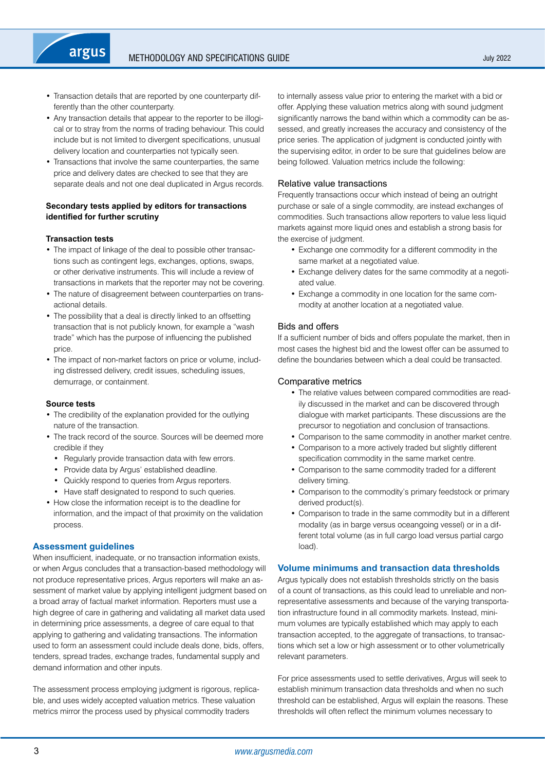- Transaction details that are reported by one counterparty differently than the other counterparty.
- Any transaction details that appear to the reporter to be illogical or to stray from the norms of trading behaviour. This could include but is not limited to divergent specifications, unusual delivery location and counterparties not typically seen.
- Transactions that involve the same counterparties, the same price and delivery dates are checked to see that they are separate deals and not one deal duplicated in Argus records.

**Secondary tests applied by editors for transactions identified for further scrutiny**

**Transaction tests**

- The impact of linkage of the deal to possible other transactions such as contingent legs, exchanges, options, swaps, or other derivative instruments. This will include a review of transactions in markets that the reporter may not be covering.
- The nature of disagreement between counterparties on transactional details.
- The possibility that a deal is directly linked to an offsetting transaction that is not publicly known, for example a "wash trade" which has the purpose of influencing the published price.
- The impact of non-market factors on price or volume, including distressed delivery, credit issues, scheduling issues, demurrage, or containment.

**Source tests**

- The credibility of the explanation provided for the outlying nature of the transaction.
- The track record of the source. Sources will be deemed more credible if they
  - Regularly provide transaction data with few errors.
  - Provide data by Argus' established deadline.
  - Quickly respond to queries from Argus reporters.
  - Have staff designated to respond to such queries.
- How close the information receipt is to the deadline for information, and the impact of that proximity on the validation process.

## Assessment guidelines

When insufficient, inadequate, or no transaction information exists, or when Argus concludes that a transaction-based methodology will not produce representative prices, Argus reporters will make an assessment of market value by applying intelligent judgment based on a broad array of factual market information. Reporters must use a high degree of care in gathering and validating all market data used in determining price assessments, a degree of care equal to that applying to gathering and validating transactions. The information used to form an assessment could include deals done, bids, offers, tenders, spread trades, exchange trades, fundamental supply and demand information and other inputs.

The assessment process employing judgment is rigorous, replicable, and uses widely accepted valuation metrics. These valuation metrics mirror the process used by physical commodity traders to internally assess value prior to entering the market with a bid or offer. Applying these valuation metrics along with sound judgment significantly narrows the band within which a commodity can be assessed, and greatly increases the accuracy and consistency of the price series. The application of judgment is conducted jointly with the supervising editor, in order to be sure that guidelines below are being followed. Valuation metrics include the following:

### Relative value transactions

Frequently transactions occur which instead of being an outright purchase or sale of a single commodity, are instead exchanges of commodities. Such transactions allow reporters to value less liquid markets against more liquid ones and establish a strong basis for the exercise of judgment.

- Exchange one commodity for a different commodity in the same market at a negotiated value.
- Exchange delivery dates for the same commodity at a negotiated value.
- Exchange a commodity in one location for the same commodity at another location at a negotiated value.

### Bids and offers

If a sufficient number of bids and offers populate the market, then in most cases the highest bid and the lowest offer can be assumed to define the boundaries between which a deal could be transacted.

### Comparative metrics

- The relative values between compared commodities are readily discussed in the market and can be discovered through dialogue with market participants. These discussions are the precursor to negotiation and conclusion of transactions.
- Comparison to the same commodity in another market centre.
- Comparison to a more actively traded but slightly different specification commodity in the same market centre.
- Comparison to the same commodity traded for a different delivery timing.
- Comparison to the commodity's primary feedstock or primary derived product(s).
- Comparison to trade in the same commodity but in a different modality (as in barge versus oceangoing vessel) or in a different total volume (as in full cargo load versus partial cargo load).

## Volume minimums and transaction data thresholds

Argus typically does not establish thresholds strictly on the basis of a count of transactions, as this could lead to unreliable and non-representative assessments and because of the varying transportation infrastructure found in all commodity markets. Instead, minimum volumes are typically established which may apply to each transaction accepted, to the aggregate of transactions, to transactions which set a low or high assessment or to other volumetrically relevant parameters.

For price assessments used to settle derivatives, Argus will seek to establish minimum transaction data thresholds and when no such threshold can be established, Argus will explain the reasons. These thresholds will often reflect the minimum volumes necessary to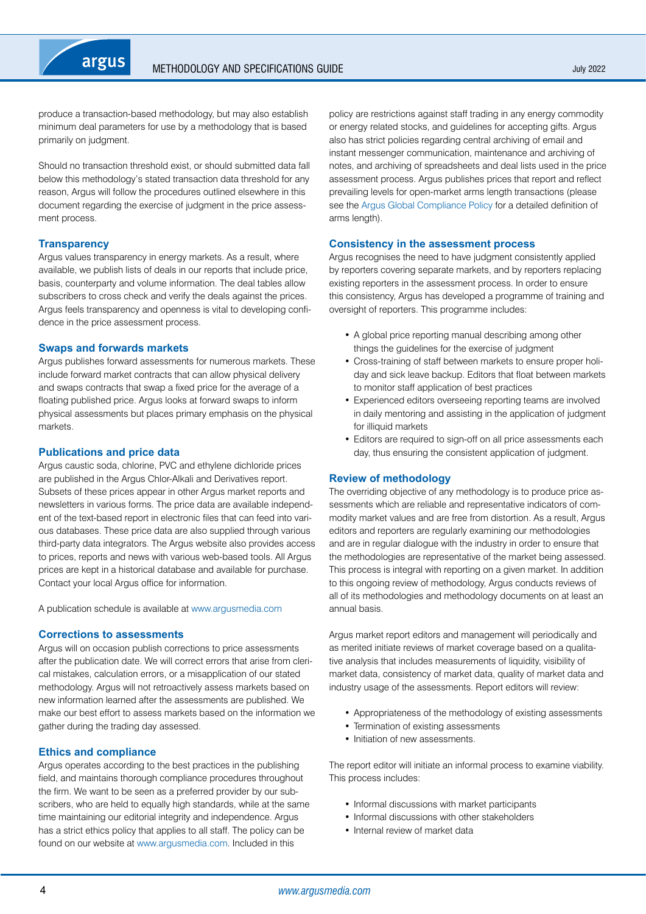produce a transaction-based methodology, but may also establish minimum deal parameters for use by a methodology that is based primarily on judgment.

Should no transaction threshold exist, or should submitted data fall below this methodology's stated transaction data threshold for any reason, Argus will follow the procedures outlined elsewhere in this document regarding the exercise of judgment in the price assessment process.

### Transparency

Argus values transparency in energy markets. As a result, where available, we publish lists of deals in our reports that include price, basis, counterparty and volume information. The deal tables allow subscribers to cross check and verify the deals against the prices. Argus feels transparency and openness is vital to developing confidence in the price assessment process.

### Swaps and forwards markets

Argus publishes forward assessments for numerous markets. These include forward market contracts that can allow physical delivery and swaps contracts that swap a fixed price for the average of a floating published price. Argus looks at forward swaps to inform physical assessments but places primary emphasis on the physical markets.

### Publications and price data

Argus caustic soda, chlorine, PVC and ethylene dichloride prices are published in the Argus Chlor-Alkali and Derivatives report. Subsets of these prices appear in other Argus market reports and newsletters in various forms. The price data are available independent of the text-based report in electronic files that can feed into various databases. These price data are also supplied through various third-party data integrators. The Argus website also provides access to prices, reports and news with various web-based tools. All Argus prices are kept in a historical database and available for purchase. Contact your local Argus office for information.

A publication schedule is available at www.argusmedia.com

### Corrections to assessments

Argus will on occasion publish corrections to price assessments after the publication date. We will correct errors that arise from clerical mistakes, calculation errors, or a misapplication of our stated methodology. Argus will not retroactively assess markets based on new information learned after the assessments are published. We make our best effort to assess markets based on the information we gather during the trading day assessed.

### Ethics and compliance

Argus operates according to the best practices in the publishing field, and maintains thorough compliance procedures throughout the firm. We want to be seen as a preferred provider by our subscribers, who are held to equally high standards, while at the same time maintaining our editorial integrity and independence. Argus has a strict ethics policy that applies to all staff. The policy can be found on our website at www.argusmedia.com. Included in this policy are restrictions against staff trading in any energy commodity or energy related stocks, and guidelines for accepting gifts. Argus also has strict policies regarding central archiving of email and instant messenger communication, maintenance and archiving of notes, and archiving of spreadsheets and deal lists used in the price assessment process. Argus publishes prices that report and reflect prevailing levels for open-market arms length transactions (please see the Argus Global Compliance Policy for a detailed definition of arms length).

### Consistency in the assessment process

Argus recognises the need to have judgment consistently applied by reporters covering separate markets, and by reporters replacing existing reporters in the assessment process. In order to ensure this consistency, Argus has developed a programme of training and oversight of reporters. This programme includes:

- A global price reporting manual describing among other things the guidelines for the exercise of judgment
- Cross-training of staff between markets to ensure proper holiday and sick leave backup. Editors that float between markets to monitor staff application of best practices
- Experienced editors overseeing reporting teams are involved in daily mentoring and assisting in the application of judgment for illiquid markets
- Editors are required to sign-off on all price assessments each day, thus ensuring the consistent application of judgment.

### Review of methodology

The overriding objective of any methodology is to produce price assessments which are reliable and representative indicators of commodity market values and are free from distortion. As a result, Argus editors and reporters are regularly examining our methodologies and are in regular dialogue with the industry in order to ensure that the methodologies are representative of the market being assessed. This process is integral with reporting on a given market. In addition to this ongoing review of methodology, Argus conducts reviews of all of its methodologies and methodology documents on at least an annual basis.

Argus market report editors and management will periodically and as merited initiate reviews of market coverage based on a qualitative analysis that includes measurements of liquidity, visibility of market data, consistency of market data, quality of market data and industry usage of the assessments. Report editors will review:

- Appropriateness of the methodology of existing assessments
- Termination of existing assessments
- Initiation of new assessments.

The report editor will initiate an informal process to examine viability. This process includes:

- Informal discussions with market participants
- Informal discussions with other stakeholders
- Internal review of market data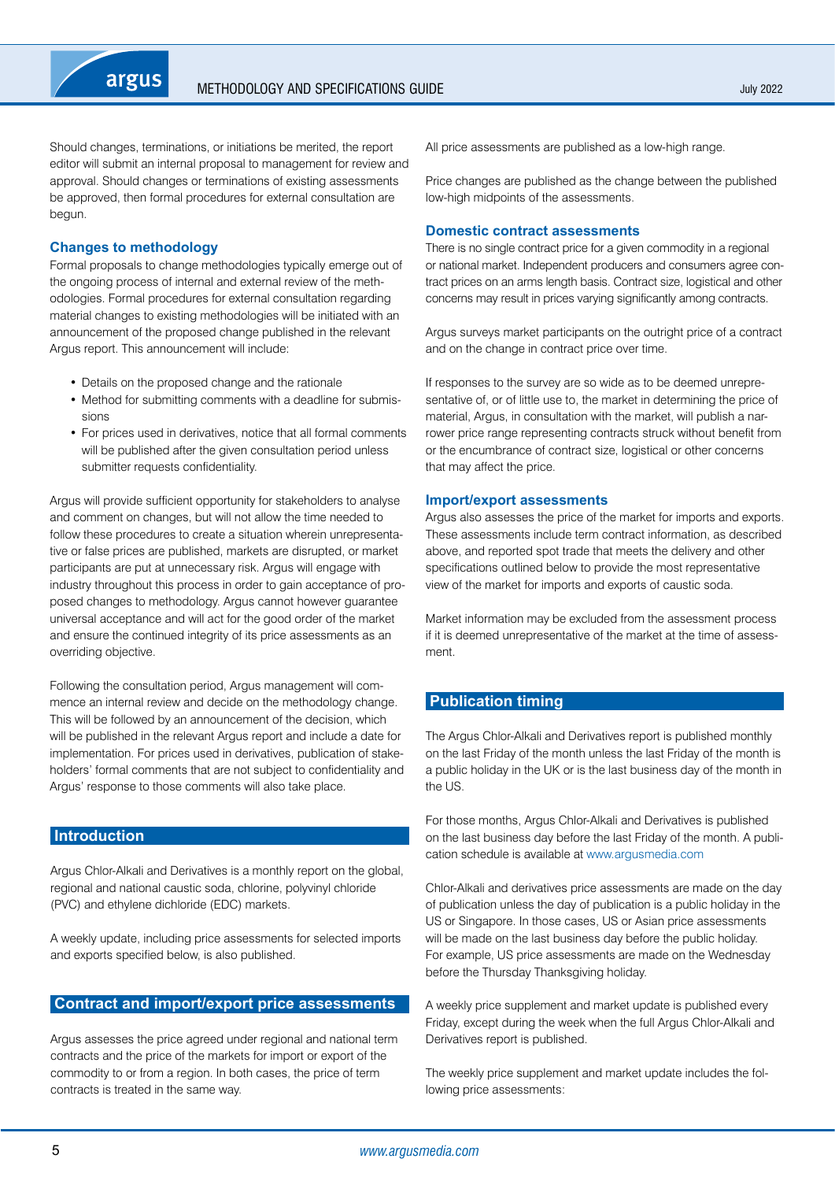Should changes, terminations, or initiations be merited, the report editor will submit an internal proposal to management for review and approval. Should changes or terminations of existing assessments be approved, then formal procedures for external consultation are begun.

### Changes to methodology

Formal proposals to change methodologies typically emerge out of the ongoing process of internal and external review of the methodologies. Formal procedures for external consultation regarding material changes to existing methodologies will be initiated with an announcement of the proposed change published in the relevant Argus report. This announcement will include:

- Details on the proposed change and the rationale
- Method for submitting comments with a deadline for submissions
- For prices used in derivatives, notice that all formal comments will be published after the given consultation period unless submitter requests confidentiality.

Argus will provide sufficient opportunity for stakeholders to analyse and comment on changes, but will not allow the time needed to follow these procedures to create a situation wherein unrepresentative or false prices are published, markets are disrupted, or market participants are put at unnecessary risk. Argus will engage with industry throughout this process in order to gain acceptance of proposed changes to methodology. Argus cannot however guarantee universal acceptance and will act for the good order of the market and ensure the continued integrity of its price assessments as an overriding objective.

Following the consultation period, Argus management will commence an internal review and decide on the methodology change. This will be followed by an announcement of the decision, which will be published in the relevant Argus report and include a date for implementation. For prices used in derivatives, publication of stakeholders' formal comments that are not subject to confidentiality and Argus' response to those comments will also take place.

## Introduction

Argus Chlor-Alkali and Derivatives is a monthly report on the global, regional and national caustic soda, chlorine, polyvinyl chloride (PVC) and ethylene dichloride (EDC) markets.

A weekly update, including price assessments for selected imports and exports specified below, is also published.

## Contract and import/export price assessments

Argus assesses the price agreed under regional and national term contracts and the price of the markets for import or export of the commodity to or from a region. In both cases, the price of term contracts is treated in the same way.

All price assessments are published as a low-high range.

Price changes are published as the change between the published low-high midpoints of the assessments.

### Domestic contract assessments

There is no single contract price for a given commodity in a regional or national market. Independent producers and consumers agree contract prices on an arms length basis. Contract size, logistical and other concerns may result in prices varying significantly among contracts.

Argus surveys market participants on the outright price of a contract and on the change in contract price over time.

If responses to the survey are so wide as to be deemed unrepresentative of, or of little use to, the market in determining the price of material, Argus, in consultation with the market, will publish a narrower price range representing contracts struck without benefit from or the encumbrance of contract size, logistical or other concerns that may affect the price.

### Import/export assessments

Argus also assesses the price of the market for imports and exports. These assessments include term contract information, as described above, and reported spot trade that meets the delivery and other specifications outlined below to provide the most representative view of the market for imports and exports of caustic soda.

Market information may be excluded from the assessment process if it is deemed unrepresentative of the market at the time of assessment.

## Publication timing

The Argus Chlor-Alkali and Derivatives report is published monthly on the last Friday of the month unless the last Friday of the month is a public holiday in the UK or is the last business day of the month in the US.

For those months, Argus Chlor-Alkali and Derivatives is published on the last business day before the last Friday of the month. A publication schedule is available at www.argusmedia.com

Chlor-Alkali and derivatives price assessments are made on the day of publication unless the day of publication is a public holiday in the US or Singapore. In those cases, US or Asian price assessments will be made on the last business day before the public holiday. For example, US price assessments are made on the Wednesday before the Thursday Thanksgiving holiday.

A weekly price supplement and market update is published every Friday, except during the week when the full Argus Chlor-Alkali and Derivatives report is published.

The weekly price supplement and market update includes the following price assessments: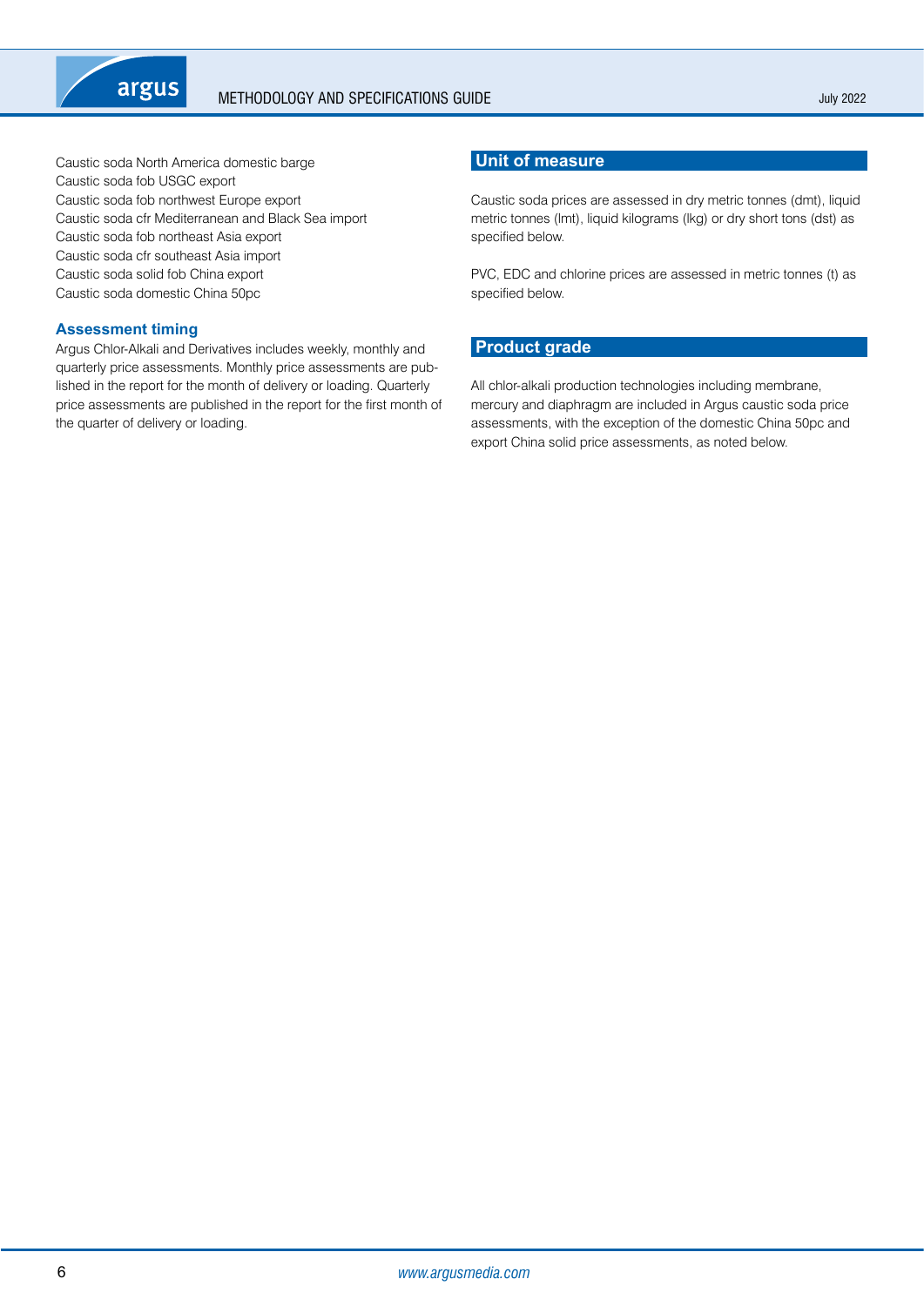Caustic soda North America domestic barge
Caustic soda fob USGC export
Caustic soda fob northwest Europe export
Caustic soda cfr Mediterranean and Black Sea import
Caustic soda fob northeast Asia export
Caustic soda cfr southeast Asia import
Caustic soda solid fob China export
Caustic soda domestic China 50pc

### Assessment timing

Argus Chlor-Alkali and Derivatives includes weekly, monthly and quarterly price assessments. Monthly price assessments are published in the report for the month of delivery or loading. Quarterly price assessments are published in the report for the first month of the quarter of delivery or loading.

## Unit of measure

Caustic soda prices are assessed in dry metric tonnes (dmt), liquid metric tonnes (lmt), liquid kilograms (lkg) or dry short tons (dst) as specified below.

PVC, EDC and chlorine prices are assessed in metric tonnes (t) as specified below.

## Product grade

All chlor-alkali production technologies including membrane, mercury and diaphragm are included in Argus caustic soda price assessments, with the exception of the domestic China 50pc and export China solid price assessments, as noted below.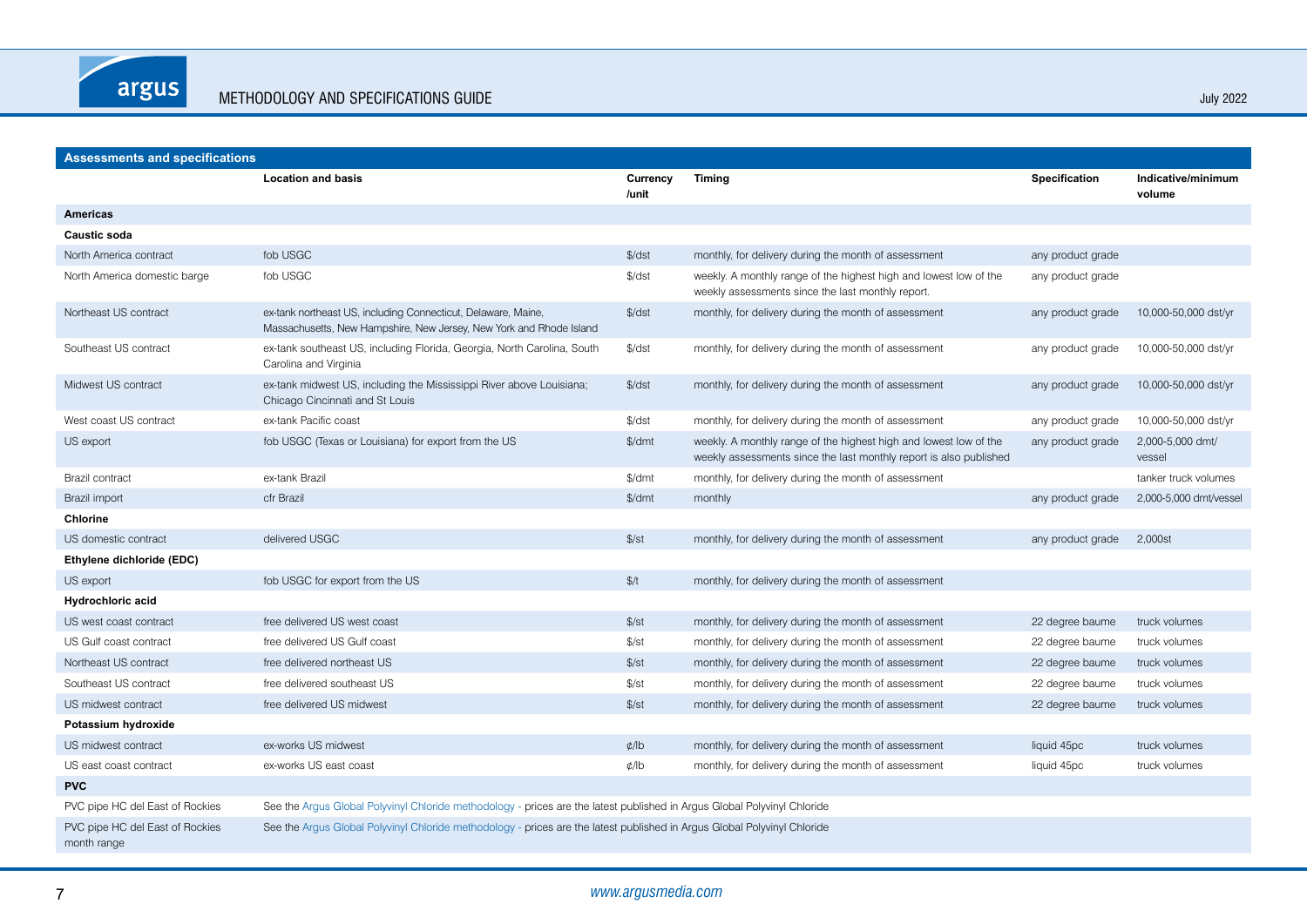| Assessments and specifications | | | | | |
|---|---|---|---|---|---|
| | **Location and basis** | **Currency /unit** | **Timing** | **Specification** | **Indicative/minimum volume** |
| **Americas** | | | | | |
| **Caustic soda** | | | | | |
| North America contract | fob USGC | $/dst | monthly, for delivery during the month of assessment | any product grade | |
| North America domestic barge | fob USGC | $/dst | weekly. A monthly range of the highest high and lowest low of the weekly assessments since the last monthly report. | any product grade | |
| Northeast US contract | ex-tank northeast US, including Connecticut, Delaware, Maine, Massachusetts, New Hampshire, New Jersey, New York and Rhode Island | $/dst | monthly, for delivery during the month of assessment | any product grade | 10,000-50,000 dst/yr |
| Southeast US contract | ex-tank southeast US, including Florida, Georgia, North Carolina, South Carolina and Virginia | $/dst | monthly, for delivery during the month of assessment | any product grade | 10,000-50,000 dst/yr |
| Midwest US contract | ex-tank midwest US, including the Mississippi River above Louisiana; Chicago Cincinnati and St Louis | $/dst | monthly, for delivery during the month of assessment | any product grade | 10,000-50,000 dst/yr |
| West coast US contract | ex-tank Pacific coast | $/dst | monthly, for delivery during the month of assessment | any product grade | 10,000-50,000 dst/yr |
| US export | fob USGC (Texas or Louisiana) for export from the US | $/dmt | weekly. A monthly range of the highest high and lowest low of the weekly assessments since the last monthly report is also published | any product grade | 2,000-5,000 dmt/vessel |
| Brazil contract | ex-tank Brazil | $/dmt | monthly, for delivery during the month of assessment | | tanker truck volumes |
| Brazil import | cfr Brazil | $/dmt | monthly | any product grade | 2,000-5,000 dmt/vessel |
| **Chlorine** | | | | | |
| US domestic contract | delivered USGC | $/st | monthly, for delivery during the month of assessment | any product grade | 2,000st |
| **Ethylene dichloride (EDC)** | | | | | |
| US export | fob USGC for export from the US | $/t | monthly, for delivery during the month of assessment | | |
| **Hydrochloric acid** | | | | | |
| US west coast contract | free delivered US west coast | $/st | monthly, for delivery during the month of assessment | 22 degree baume | truck volumes |
| US Gulf coast contract | free delivered US Gulf coast | $/st | monthly, for delivery during the month of assessment | 22 degree baume | truck volumes |
| Northeast US contract | free delivered northeast US | $/st | monthly, for delivery during the month of assessment | 22 degree baume | truck volumes |
| Southeast US contract | free delivered southeast US | $/st | monthly, for delivery during the month of assessment | 22 degree baume | truck volumes |
| US midwest contract | free delivered US midwest | $/st | monthly, for delivery during the month of assessment | 22 degree baume | truck volumes |
| **Potassium hydroxide** | | | | | |
| US midwest contract | ex-works US midwest | ¢/lb | monthly, for delivery during the month of assessment | liquid 45pc | truck volumes |
| US east coast contract | ex-works US east coast | ¢/lb | monthly, for delivery during the month of assessment | liquid 45pc | truck volumes |
| **PVC** | | | | | |
| PVC pipe HC del East of Rockies | See the Argus Global Polyvinyl Chloride methodology - prices are the latest published in Argus Global Polyvinyl Chloride | | | | |
| PVC pipe HC del East of Rockies month range | See the Argus Global Polyvinyl Chloride methodology - prices are the latest published in Argus Global Polyvinyl Chloride | | | | |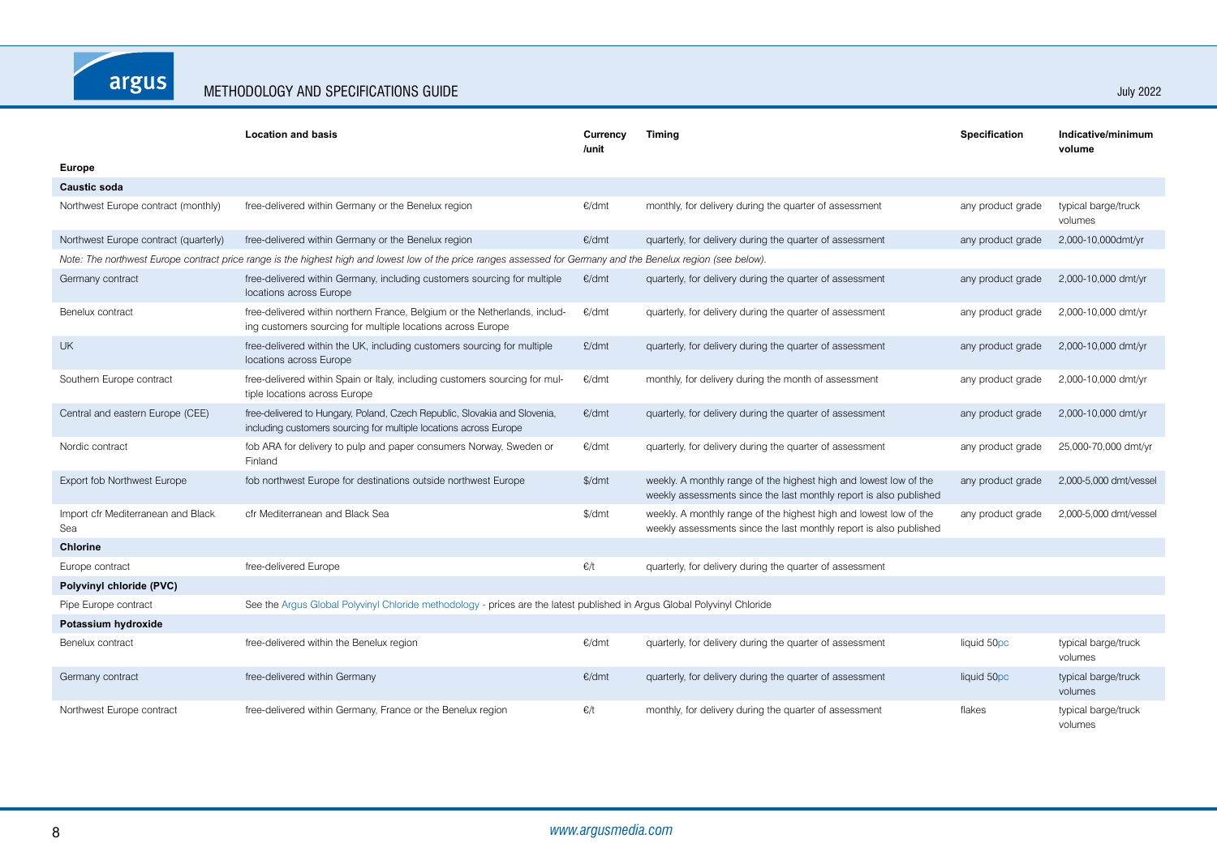| | Location and basis | Currency /unit | Timing | Specification | Indicative/minimum volume |
|---|---|---|---|---|---|
| **Europe** | | | | | |
| **Caustic soda** | | | | | |
| Northwest Europe contract (monthly) | free-delivered within Germany or the Benelux region | €/dmt | monthly, for delivery during the quarter of assessment | any product grade | typical barge/truck volumes |
| Northwest Europe contract (quarterly) | free-delivered within Germany or the Benelux region | €/dmt | quarterly, for delivery during the quarter of assessment | any product grade | 2,000-10,000dmt/yr |
| *Note: The northwest Europe contract price range is the highest high and lowest low of the price ranges assessed for Germany and the Benelux region (see below).* | | | | | |
| Germany contract | free-delivered within Germany, including customers sourcing for multiple locations across Europe | €/dmt | quarterly, for delivery during the quarter of assessment | any product grade | 2,000-10,000 dmt/yr |
| Benelux contract | free-delivered within northern France, Belgium or the Netherlands, including customers sourcing for multiple locations across Europe | €/dmt | quarterly, for delivery during the quarter of assessment | any product grade | 2,000-10,000 dmt/yr |
| UK | free-delivered within the UK, including customers sourcing for multiple locations across Europe | £/dmt | quarterly, for delivery during the quarter of assessment | any product grade | 2,000-10,000 dmt/yr |
| Southern Europe contract | free-delivered within Spain or Italy, including customers sourcing for multiple locations across Europe | €/dmt | monthly, for delivery during the month of assessment | any product grade | 2,000-10,000 dmt/yr |
| Central and eastern Europe (CEE) | free-delivered to Hungary, Poland, Czech Republic, Slovakia and Slovenia, including customers sourcing for multiple locations across Europe | €/dmt | quarterly, for delivery during the quarter of assessment | any product grade | 2,000-10,000 dmt/yr |
| Nordic contract | fob ARA for delivery to pulp and paper consumers Norway, Sweden or Finland | €/dmt | quarterly, for delivery during the quarter of assessment | any product grade | 25,000-70,000 dmt/yr |
| Export fob Northwest Europe | fob northwest Europe for destinations outside northwest Europe | $/dmt | weekly. A monthly range of the highest high and lowest low of the weekly assessments since the last monthly report is also published | any product grade | 2,000-5,000 dmt/vessel |
| Import cfr Mediterranean and Black Sea | cfr Mediterranean and Black Sea | $/dmt | weekly. A monthly range of the highest high and lowest low of the weekly assessments since the last monthly report is also published | any product grade | 2,000-5,000 dmt/vessel |
| **Chlorine** | | | | | |
| Europe contract | free-delivered Europe | €/t | quarterly, for delivery during the quarter of assessment | | |
| **Polyvinyl chloride (PVC)** | | | | | |
| Pipe Europe contract | See the Argus Global Polyvinyl Chloride methodology - prices are the latest published in Argus Global Polyvinyl Chloride | | | | |
| **Potassium hydroxide** | | | | | |
| Benelux contract | free-delivered within the Benelux region | €/dmt | quarterly, for delivery during the quarter of assessment | liquid 50pc | typical barge/truck volumes |
| Germany contract | free-delivered within Germany | €/dmt | quarterly, for delivery during the quarter of assessment | liquid 50pc | typical barge/truck volumes |
| Northwest Europe contract | free-delivered within Germany, France or the Benelux region | €/t | monthly, for delivery during the quarter of assessment | flakes | typical barge/truck volumes |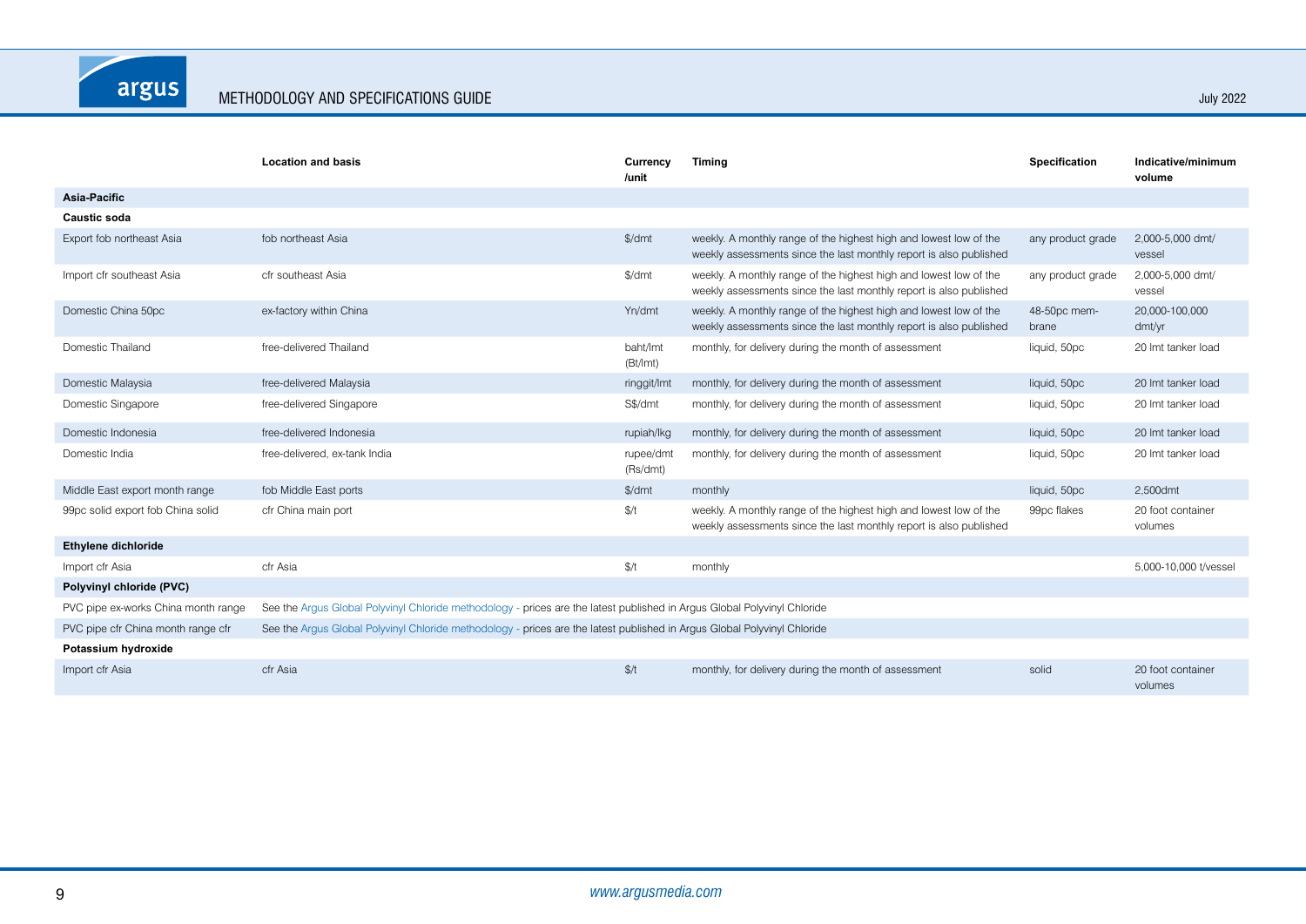| | Location and basis | Currency /unit | Timing | Specification | Indicative/minimum volume |
|---|---|---|---|---|---|
| **Asia-Pacific** | | | | | |
| **Caustic soda** | | | | | |
| Export fob northeast Asia | fob northeast Asia | $/dmt | weekly. A monthly range of the highest high and lowest low of the weekly assessments since the last monthly report is also published | any product grade | 2,000-5,000 dmt/ vessel |
| Import cfr southeast Asia | cfr southeast Asia | $/dmt | weekly. A monthly range of the highest high and lowest low of the weekly assessments since the last monthly report is also published | any product grade | 2,000-5,000 dmt/ vessel |
| Domestic China 50pc | ex-factory within China | Yn/dmt | weekly. A monthly range of the highest high and lowest low of the weekly assessments since the last monthly report is also published | 48-50pc membrane | 20,000-100,000 dmt/yr |
| Domestic Thailand | free-delivered Thailand | baht/lmt (Bt/lmt) | monthly, for delivery during the month of assessment | liquid, 50pc | 20 lmt tanker load |
| Domestic Malaysia | free-delivered Malaysia | ringgit/lmt | monthly, for delivery during the month of assessment | liquid, 50pc | 20 lmt tanker load |
| Domestic Singapore | free-delivered Singapore | S$/dmt | monthly, for delivery during the month of assessment | liquid, 50pc | 20 lmt tanker load |
| Domestic Indonesia | free-delivered Indonesia | rupiah/lkg | monthly, for delivery during the month of assessment | liquid, 50pc | 20 lmt tanker load |
| Domestic India | free-delivered, ex-tank India | rupee/dmt (Rs/dmt) | monthly, for delivery during the month of assessment | liquid, 50pc | 20 lmt tanker load |
| Middle East export month range | fob Middle East ports | $/dmt | monthly | liquid, 50pc | 2,500dmt |
| 99pc solid export fob China solid | cfr China main port | $/t | weekly. A monthly range of the highest high and lowest low of the weekly assessments since the last monthly report is also published | 99pc flakes | 20 foot container volumes |
| **Ethylene dichloride** | | | | | |
| Import cfr Asia | cfr Asia | $/t | monthly | | 5,000-10,000 t/vessel |
| **Polyvinyl chloride (PVC)** | | | | | |
| PVC pipe ex-works China month range | See the Argus Global Polyvinyl Chloride methodology - prices are the latest published in Argus Global Polyvinyl Chloride | | | | |
| PVC pipe cfr China month range cfr | See the Argus Global Polyvinyl Chloride methodology - prices are the latest published in Argus Global Polyvinyl Chloride | | | | |
| **Potassium hydroxide** | | | | | |
| Import cfr Asia | cfr Asia | $/t | monthly, for delivery during the month of assessment | solid | 20 foot container volumes |